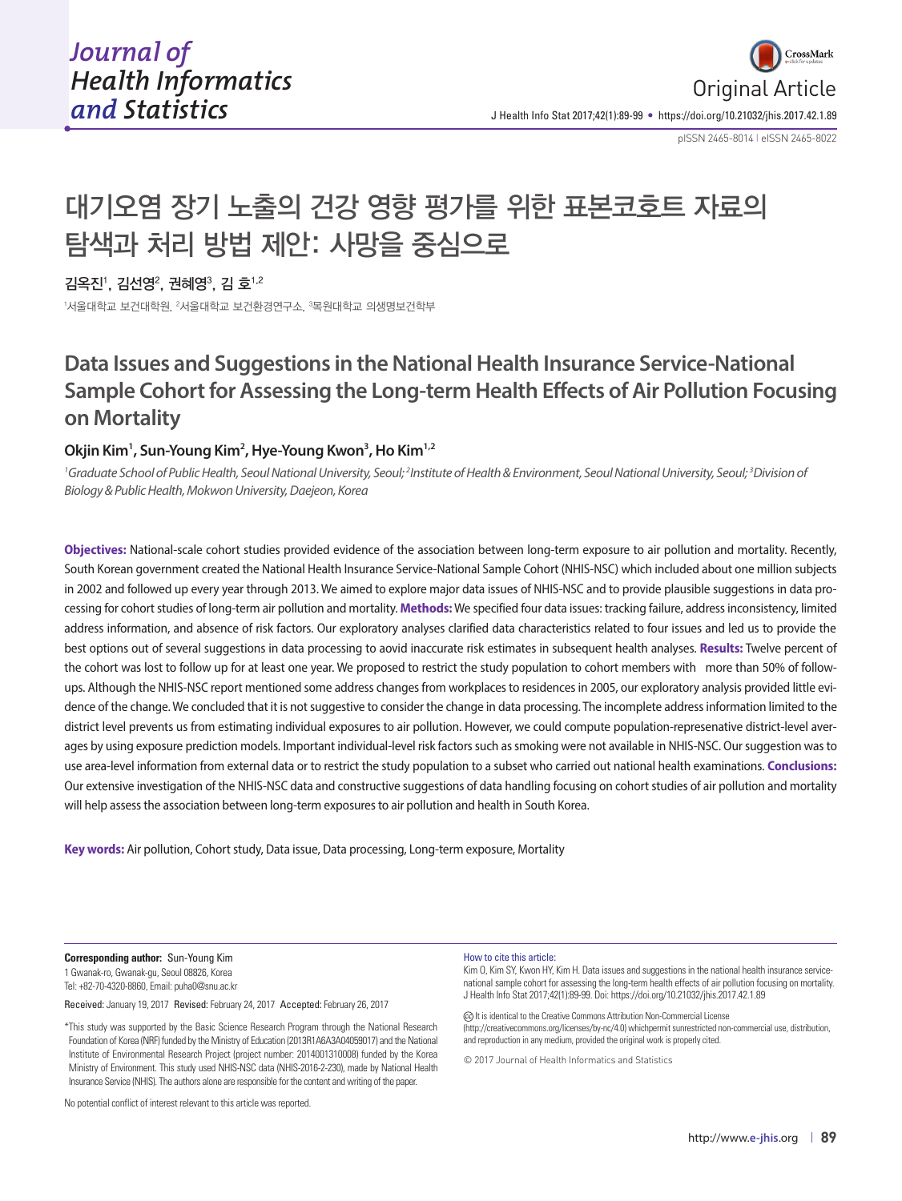Original Article

# 대기오염 장기 노출의 건강 영향 평가를 위한 표본코호트 자료의 탐색과 처리 방법 제안: 사망을 중심으로

**김옥진[1], 김선영[2], 권혜영[3], 김 호[1,2]**

[1]서울대학교 보건대학원, [2]서울대학교 보건환경연구소, [3]목원대학교 의생명보건학부

# Data Issues and Suggestions in the National Health Insurance Service-National Sample Cohort for Assessing the Long-term Health Effects of Air Pollution Focusing on Mortality

**Okjin Kim[1], Sun-Young Kim[2], Hye-Young Kwon[3], Ho Kim[1,2]**

*[1]Graduate School of Public Health, Seoul National University, Seoul; [2]Institute of Health & Environment, Seoul National University, Seoul; [3]Division of Biology & Public Health, Mokwon University, Daejeon, Korea*

**Objectives:** National-scale cohort studies provided evidence of the association between long-term exposure to air pollution and mortality. Recently, South Korean government created the National Health Insurance Service-National Sample Cohort (NHIS-NSC) which included about one million subjects in 2002 and followed up every year through 2013. We aimed to explore major data issues of NHIS-NSC and to provide plausible suggestions in data processing for cohort studies of long-term air pollution and mortality. **Methods:** We specified four data issues: tracking failure, address inconsistency, limited address information, and absence of risk factors. Our exploratory analyses clarified data characteristics related to four issues and led us to provide the best options out of several suggestions in data processing to aovid inaccurate risk estimates in subsequent health analyses. **Results:** Twelve percent of the cohort was lost to follow up for at least one year. We proposed to restrict the study population to cohort members with more than 50% of follow-ups. Although the NHIS-NSC report mentioned some address changes from workplaces to residences in 2005, our exploratory analysis provided little evidence of the change. We concluded that it is not suggestive to consider the change in data processing. The incomplete address information limited to the district level prevents us from estimating individual exposures to air pollution. However, we could compute population-represenative district-level averages by using exposure prediction models. Important individual-level risk factors such as smoking were not available in NHIS-NSC. Our suggestion was to use area-level information from external data or to restrict the study population to a subset who carried out national health examinations. **Conclusions:** Our extensive investigation of the NHIS-NSC data and constructive suggestions of data handling focusing on cohort studies of air pollution and mortality will help assess the association between long-term exposures to air pollution and health in South Korea.

**Key words:** Air pollution, Cohort study, Data issue, Data processing, Long-term exposure, Mortality

**Corresponding author:** Sun-Young Kim
1 Gwanak-ro, Gwanak-gu, Seoul 08826, Korea
Tel: +82-70-4320-8860, Email: puha0@snu.ac.kr

Received: January 19, 2017 Revised: February 24, 2017 Accepted: February 26, 2017

*This study was supported by the Basic Science Research Program through the National Research Foundation of Korea (NRF) funded by the Ministry of Education (2013R1A6A3A04059017) and the National Institute of Environmental Research Project (project number: 2014001310008) funded by the Korea Ministry of Environment. This study used NHIS-NSC data (NHIS-2016-2-230), made by National Health Insurance Service (NHIS). The authors alone are responsible for the content and writing of the paper.

No potential conflict of interest relevant to this article was reported.

How to cite this article:
Kim O, Kim SY, Kwon HY, Kim H. Data issues and suggestions in the national health insurance service-national sample cohort for assessing the long-term health effects of air pollution focusing on mortality. J Health Info Stat 2017;42(1):89-99. Doi: https://doi.org/10.21032/jhis.2017.42.1.89

It is identical to the Creative Commons Attribution Non-Commercial License (http://creativecommons.org/licenses/by-nc/4.0) whichpermit sunrestricted non-commercial use, distribution, and reproduction in any medium, provided the original work is properly cited.

© 2017 Journal of Health Informatics and Statistics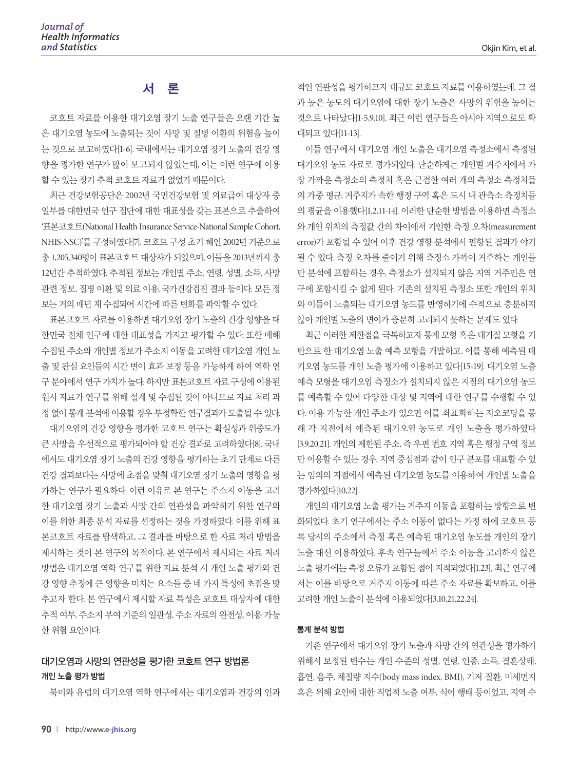## 서 론

코호트 자료를 이용한 대기오염 장기 노출 연구들은 오랜 기간 높은 대기오염 농도에 노출되는 것이 사망 및 질병 이환의 위험을 높이는 것으로 보고하였다[1-6]. 국내에서는 대기오염 장기 노출의 건강 영향을 평가한 연구가 많이 보고되지 않았는데, 이는 이런 연구에 이용할 수 있는 장기 추적 코호트 자료가 없었기 때문이다.

최근 건강보험공단은 2002년 국민건강보험 및 의료급여 대상자 중 일부를 대한민국 인구 집단에 대한 대표성을 갖는 표본으로 추출하여 '표본코호트(National Health Insurance Service-National Sample Cohort, NHIS-NSC)'를 구성하였다[7]. 코호트 구성 초기 해인 2002년 기준으로 총 1,205,340명이 표본코호트 대상자가 되었으며, 이들을 2013년까지 총 12년간 추적하였다. 추적된 정보는 개인별 주소, 연령, 성별, 소득, 사망 관련 정보, 질병 이환 및 의료 이용, 국가건강검진 결과 등이다. 모든 정보는 거의 매년 재 수집되어 시간에 따른 변화를 파악할 수 있다.

표본코호트 자료를 이용하면 대기오염 장기 노출의 건강 영향을 대한민국 전체 인구에 대한 대표성을 가지고 평가할 수 있다. 또한 매해 수집된 주소와 개인별 정보가 주소지 이동을 고려한 대기오염 개인 노출 및 관심 요인들의 시간 변이 효과 보정 등을 가능하게 하여 역학 연구 분야에서 연구 가치가 높다. 하지만 표본코호트 자료 구성에 이용된 원시 자료가 연구를 위해 설계 및 수집된 것이 아니므로 자료 처리 과정 없이 통계 분석에 이용할 경우 부정확한 연구결과가 도출될 수 있다.

대기오염의 건강 영향을 평가한 코호트 연구는 확실성과 위중도가 큰 사망을 우선적으로 평가되어야 할 건강 결과로 고려하였다[8]. 국내에서도 대기오염 장기 노출의 건강 영향을 평가하는 초기 단계로 다른 건강 결과보다는 사망에 초점을 맞춰 대기오염 장기 노출의 영향을 평가하는 연구가 필요하다. 이런 이유로 본 연구는 주소지 이동을 고려한 대기오염 장기 노출과 사망 간의 연관성을 파악하기 위한 연구와 이를 위한 최종 분석 자료를 선정하는 것을 가정하였다. 이를 위해 표본코호트 자료를 탐색하고, 그 결과를 바탕으로 한 자료 처리 방법을 제시하는 것이 본 연구의 목적이다. 본 연구에서 제시되는 자료 처리 방법은 대기오염 역학 연구를 위한 자료 분석 시 개인 노출 평가와 건강 영향 추정에 큰 영향을 미치는 요소들 중 네 가지 특성에 초점을 맞추고자 한다. 본 연구에서 제시할 자료 특성은 코호트 대상자에 대한 추적 여부, 주소지 부여 기준의 일관성, 주소 자료의 완전성, 이용 가능한 위험 요인이다.

## 대기오염과 사망의 연관성을 평가한 코호트 연구 방법론

### 개인 노출 평가 방법

북미와 유럽의 대기오염 역학 연구에서는 대기오염과 건강의 인과적인 연관성을 평가하고자 대규모 코호트 자료를 이용하였는데, 그 결과 높은 농도의 대기오염에 대한 장기 노출은 사망의 위험을 높이는 것으로 나타났다[1-5,9,10]. 최근 이런 연구들은 아시아 지역으로도 확대되고 있다[11-13].

이들 연구에서 대기오염 개인 노출은 대기오염 측정소에서 측정된 대기오염 농도 자료로 평가되었다. 단순하게는 개인별 거주지에서 가장 가까운 측정소의 측정치 혹은 근접한 여러 개의 측정소 측정치들의 가중 평균, 거주지가 속한 행정 구역 혹은 도시 내 관측소 측정치들의 평균을 이용했다[1,2,11-14]. 이러한 단순한 방법을 이용하면 측정소와 개인 위치의 측정값 간의 차이에서 기인한 측정 오차(measurement error)가 포함될 수 있어 이후 건강 영향 분석에서 편향된 결과가 야기될 수 있다. 측정 오차를 줄이기 위해 측정소 가까이 거주하는 개인들만 분석에 포함하는 경우, 측정소가 설치되지 않은 지역 거주민은 연구에 포함시킬 수 없게 된다. 기존의 설치된 측정소 또한 개인의 위치와 이들이 노출되는 대기오염 농도를 반영하기에 수적으로 충분하지 않아 개인별 노출의 변이가 충분히 고려되지 못하는 문제도 있다.

최근 이러한 제한점을 극복하고자 통계 모형 혹은 대기질 모형을 기반으로 한 대기오염 노출 예측 모형을 개발하고, 이를 통해 예측된 대기오염 농도를 개인 노출 평가에 이용하고 있다[15-19]. 대기오염 노출 예측 모형을 대기오염 측정소가 설치되지 않은 지점의 대기오염 농도를 예측할 수 있어 다양한 대상 및 지역에 대한 연구를 수행할 수 있다. 이용 가능한 개인 주소가 있으면 이를 좌표화하는 지오코딩을 통해 각 지점에서 예측된 대기오염 농도로 개인 노출을 평가하였다[3,9,20,21]. 개인의 제한된 주소, 즉 우편 번호 지역 혹은 행정 구역 정보만 이용할 수 있는 경우, 지역 중심점과 같이 인구 분포를 대표할 수 있는 임의의 지점에서 예측된 대기오염 농도를 이용하여 개인별 노출을 평가하였다[10,22].

개인의 대기오염 노출 평가는 거주지 이동을 포함하는 방향으로 변화되었다. 초기 연구에서는 주소 이동이 없다는 가정 하에 코호트 등록 당시의 주소에서 측정 혹은 예측된 대기오염 농도를 개인의 장기 노출 대신 이용하였다. 후속 연구들에서 주소 이동을 고려하지 않은 노출 평가에는 측정 오류가 포함된 점이 지적되었다[1,23], 최근 연구에서는 이를 바탕으로 거주지 이동에 따른 주소 자료를 확보하고, 이를 고려한 개인 노출이 분석에 이용되었다[3,10,21,22,24].

### 통계 분석 방법

기존 연구에서 대기오염 장기 노출과 사망 간의 연관성을 평가하기 위해서 보정된 변수는 개인 수준의 성별, 연령, 인종, 소득, 결혼상태, 흡연, 음주, 체질량 지수(body mass index, BMI), 기저 질환, 미세먼지 혹은 위해 요인에 대한 직업적 노출 여부, 식이 행태 등이었고, 지역 수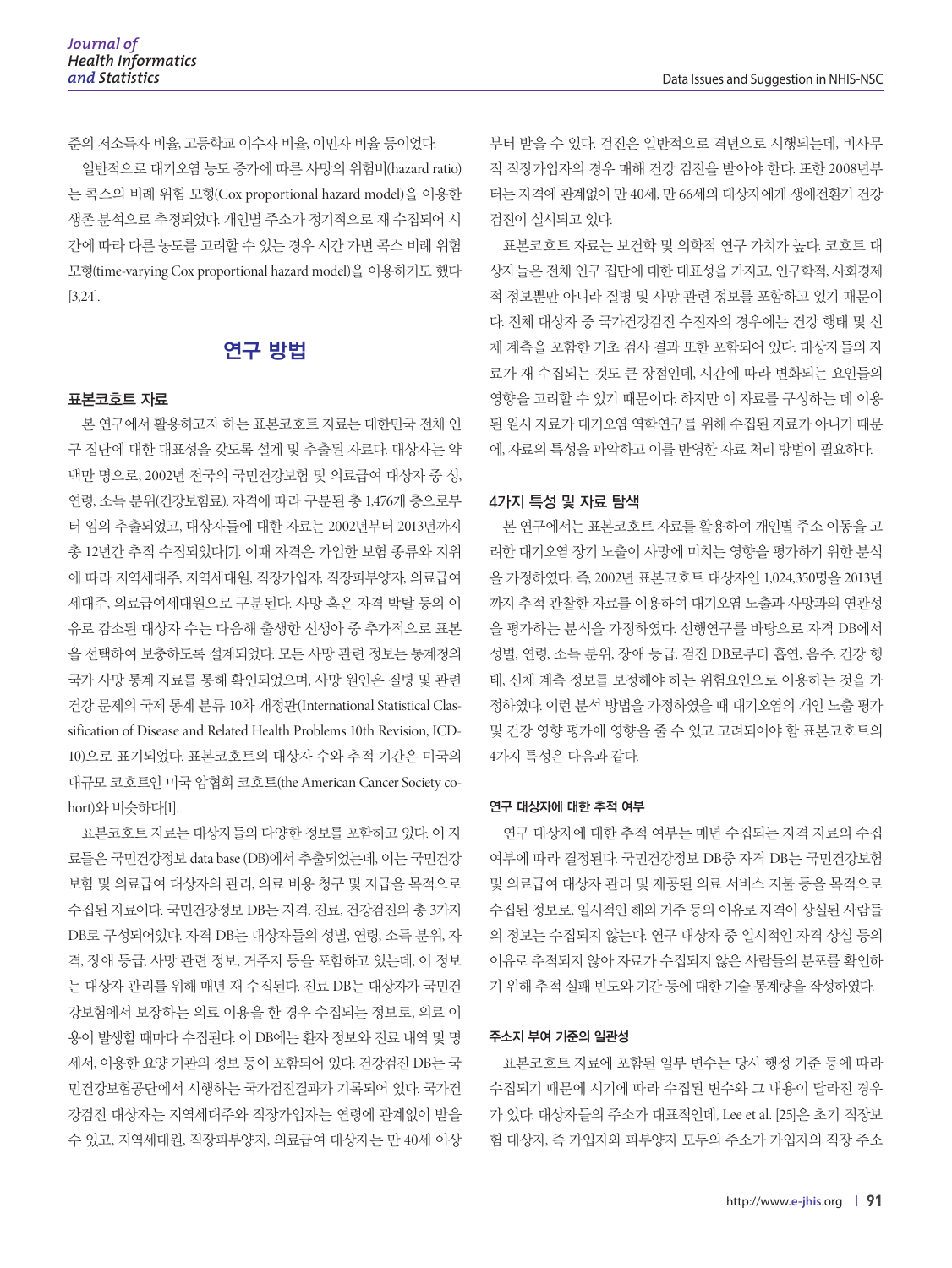준의 저소득자 비율, 고등학교 이수자 비율, 이민자 비율 등이었다.

일반적으로 대기오염 농도 증가에 따른 사망의 위험비(hazard ratio)는 콕스의 비례 위험 모형(Cox proportional hazard model)을 이용한 생존 분석으로 추정되었다. 개인별 주소가 정기적으로 재 수집되어 시간에 따라 다른 농도를 고려할 수 있는 경우 시간 가변 콕스 비례 위험 모형(time-varying Cox proportional hazard model)을 이용하기도 했다 [3,24].

## 연구 방법

### 표본코호트 자료

본 연구에서 활용하고자 하는 표본코호트 자료는 대한민국 전체 인구 집단에 대한 대표성을 갖도록 설계 및 추출된 자료다. 대상자는 약 백만 명으로, 2002년 전국의 국민건강보험 및 의료급여 대상자 중 성, 연령, 소득 분위(건강보험료), 자격에 따라 구분된 총 1,476개 층으로부터 임의 추출되었고, 대상자들에 대한 자료는 2002년부터 2013년까지 총 12년간 추적 수집되었다[7]. 이때 자격은 가입한 보험 종류와 지위에 따라 지역세대주, 지역세대원, 직장가입자, 직장피부양자, 의료급여세대주, 의료급여세대원으로 구분된다. 사망 혹은 자격 박탈 등의 이유로 감소된 대상자 수는 다음해 출생한 신생아 중 추가적으로 표본을 선택하여 보충하도록 설계되었다. 모든 사망 관련 정보는 통계청의 국가 사망 통계 자료를 통해 확인되었으며, 사망 원인은 질병 및 관련 건강 문제의 국제 통계 분류 10차 개정판(International Statistical Classification of Disease and Related Health Problems 10th Revision, ICD-10)으로 표기되었다. 표본코호트의 대상자 수와 추적 기간은 미국의 대규모 코호트인 미국 암협회 코호트(the American Cancer Society cohort)와 비슷하다[1].

표본코호트 자료는 대상자들의 다양한 정보를 포함하고 있다. 이 자료들은 국민건강정보 data base (DB)에서 추출되었는데, 이는 국민건강보험 및 의료급여 대상자의 관리, 의료 비용 청구 및 지급을 목적으로 수집된 자료이다. 국민건강정보 DB는 자격, 진료, 건강검진의 총 3가지 DB로 구성되어있다. 자격 DB는 대상자들의 성별, 연령, 소득 분위, 자격, 장애 등급, 사망 관련 정보, 거주지 등을 포함하고 있는데, 이 정보는 대상자 관리를 위해 매년 재 수집된다. 진료 DB는 대상자가 국민건강보험에서 보장하는 의료 이용을 한 경우 수집되는 정보로, 의료 이용이 발생할 때마다 수집된다. 이 DB에는 환자 정보와 진료 내역 및 명세서, 이용한 요양 기관의 정보 등이 포함되어 있다. 건강검진 DB는 국민건강보험공단에서 시행하는 국가검진결과가 기록되어 있다. 국가건강검진 대상자는 지역세대주와 직장가입자는 연령에 관계없이 받을 수 있고, 지역세대원, 직장피부양자, 의료급여 대상자는 만 40세 이상부터 받을 수 있다. 검진은 일반적으로 격년으로 시행되는데, 비사무직 직장가입자의 경우 매해 건강 검진을 받아야 한다. 또한 2008년부터는 자격에 관계없이 만 40세, 만 66세의 대상자에게 생애전환기 건강검진이 실시되고 있다.

표본코호트 자료는 보건학 및 의학적 연구 가치가 높다. 코호트 대상자들은 전체 인구 집단에 대한 대표성을 가지고, 인구학적, 사회경제적 정보뿐만 아니라 질병 및 사망 관련 정보를 포함하고 있기 때문이다. 전체 대상자 중 국가건강검진 수진자의 경우에는 건강 행태 및 신체 계측을 포함한 기초 검사 결과 또한 포함되어 있다. 대상자들의 자료가 재 수집되는 것도 큰 장점인데, 시간에 따라 변화되는 요인들의 영향을 고려할 수 있기 때문이다. 하지만 이 자료를 구성하는 데 이용된 원시 자료가 대기오염 역학연구를 위해 수집된 자료가 아니기 때문에, 자료의 특성을 파악하고 이를 반영한 자료 처리 방법이 필요하다.

### 4가지 특성 및 자료 탐색

본 연구에서는 표본코호트 자료를 활용하여 개인별 주소 이동을 고려한 대기오염 장기 노출이 사망에 미치는 영향을 평가하기 위한 분석을 가정하였다. 즉, 2002년 표본코호트 대상자인 1,024,350명을 2013년까지 추적 관찰한 자료를 이용하여 대기오염 노출과 사망과의 연관성을 평가하는 분석을 가정하였다. 선행연구를 바탕으로 자격 DB에서 성별, 연령, 소득 분위, 장애 등급, 검진 DB로부터 흡연, 음주, 건강 행태, 신체 계측 정보를 보정해야 하는 위험요인으로 이용하는 것을 가정하였다. 이런 분석 방법을 가정하였을 때 대기오염의 개인 노출 평가 및 건강 영향 평가에 영향을 줄 수 있고 고려되어야 할 표본코호트의 4가지 특성은 다음과 같다.

#### 연구 대상자에 대한 추적 여부

연구 대상자에 대한 추적 여부는 매년 수집되는 자격 자료의 수집 여부에 따라 결정된다. 국민건강정보 DB중 자격 DB는 국민건강보험 및 의료급여 대상자 관리 및 제공된 의료 서비스 지불 등을 목적으로 수집된 정보로, 일시적인 해외 거주 등의 이유로 자격이 상실된 사람들의 정보는 수집되지 않는다. 연구 대상자 중 일시적인 자격 상실 등의 이유로 추적되지 않아 자료가 수집되지 않은 사람들의 분포를 확인하기 위해 추적 실패 빈도와 기간 등에 대한 기술 통계량을 작성하였다.

#### 주소지 부여 기준의 일관성

표본코호트 자료에 포함된 일부 변수는 당시 행정 기준 등에 따라 수집되기 때문에 시기에 따라 수집된 변수와 그 내용이 달라진 경우가 있다. 대상자들의 주소가 대표적인데, Lee et al. [25]은 초기 직장보험 대상자, 즉 가입자와 피부양자 모두의 주소가 가입자의 직장 주소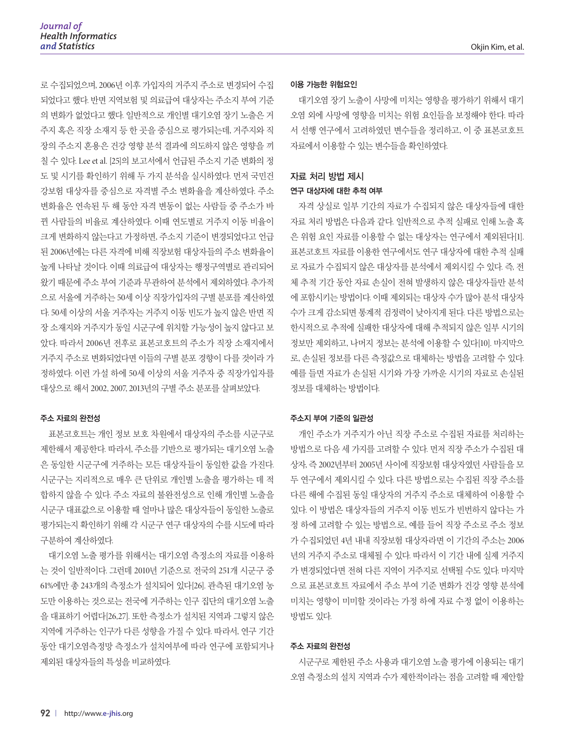로 수집되었으며, 2006년 이후 가입자의 거주지 주소로 변경되어 수집되었다고 했다. 반면 지역보험 및 의료급여 대상자는 주소지 부여 기준의 변화가 없었다고 했다. 일반적으로 개인별 대기오염 장기 노출은 거주지 혹은 직장 소재지 등 한 곳을 중심으로 평가되는데, 거주지와 직장의 주소지 혼용은 건강 영향 분석 결과에 의도하지 않은 영향을 끼칠 수 있다. Lee et al. [25]의 보고서에서 언급된 주소지 기준 변화의 정도 및 시기를 확인하기 위해 두 가지 분석을 실시하였다. 먼저 국민건강보험 대상자를 중심으로 자격별 주소 변화율을 계산하였다. 주소 변화율은 연속된 두 해 동안 자격 변동이 없는 사람들 중 주소가 바뀐 사람들의 비율로 계산하였다. 이때 연도별로 거주지 이동 비율이 크게 변화하지 않는다고 가정하면, 주소지 기준이 변경되었다고 언급된 2006년에는 다른 자격에 비해 직장보험 대상자들의 주소 변화율이 높게 나타날 것이다. 이때 의료급여 대상자는 행정구역별로 관리되어 왔기 때문에 주소 부여 기준과 무관하여 분석에서 제외하였다. 추가적으로 서울에 거주하는 50세 이상 직장가입자의 구별 분포를 계산하였다. 50세 이상의 서울 거주자는 거주지 이동 빈도가 높지 않은 반면 직장 소재지와 거주지가 동일 시군구에 위치할 가능성이 높지 않다고 보았다. 따라서 2006년 전후로 표본코호트의 주소가 직장 소재지에서 거주지 주소로 변화되었다면 이들의 구별 분포 경향이 다를 것이라 가정하였다. 이런 가설 하에 50세 이상의 서울 거주자 중 직장가입자를 대상으로 해서 2002, 2007, 2013년의 구별 주소 분포를 살펴보았다.

#### 주소 자료의 완전성

표본코호트는 개인 정보 보호 차원에서 대상자의 주소를 시군구로 제한해서 제공한다. 따라서, 주소를 기반으로 평가되는 대기오염 노출은 동일한 시군구에 거주하는 모든 대상자들이 동일한 값을 가진다. 시군구는 지리적으로 매우 큰 단위로 개인별 노출을 평가하는 데 적합하지 않을 수 있다. 주소 자료의 불완전성으로 인해 개인별 노출을 시군구 대표값으로 이용할 때 얼마나 많은 대상자들이 동일한 노출로 평가되는지 확인하기 위해 각 시군구 연구 대상자의 수를 시도에 따라 구분하여 계산하였다.

대기오염 노출 평가를 위해서는 대기오염 측정소의 자료를 이용하는 것이 일반적이다. 그런데 2010년 기준으로 전국의 251개 시군구 중 61%에만 총 243개의 측정소가 설치되어 있다[26]. 관측된 대기오염 농도만 이용하는 것으로는 전국에 거주하는 인구 집단의 대기오염 노출을 대표하기 어렵다[26,27]. 또한 측정소가 설치된 지역과 그렇지 않은 지역에 거주하는 인구가 다른 성향을 가질 수 있다. 따라서, 연구 기간 동안 대기오염측정망 측정소가 설치여부에 따라 연구에 포함되거나 제외된 대상자들의 특성을 비교하였다.

#### 이용 가능한 위험요인

대기오염 장기 노출이 사망에 미치는 영향을 평가하기 위해서 대기오염 외에 사망에 영향을 미치는 위험 요인들을 보정해야 한다. 따라서 선행 연구에서 고려하였던 변수들을 정리하고, 이 중 표본코호트 자료에서 이용할 수 있는 변수들을 확인하였다.

### 자료 처리 방법 제시

#### 연구 대상자에 대한 추적 여부

자격 상실로 일부 기간의 자료가 수집되지 않은 대상자들에 대한 자료 처리 방법은 다음과 같다. 일반적으로 추적 실패로 인해 노출 혹은 위험 요인 자료를 이용할 수 없는 대상자는 연구에서 제외된다[1]. 표본코호트 자료를 이용한 연구에서도 연구 대상자에 대한 추적 실패로 자료가 수집되지 않은 대상자를 분석에서 제외시킬 수 있다. 즉, 전체 추적 기간 동안 자료 손실이 전혀 발생하지 않은 대상자들만 분석에 포함시키는 방법이다. 이때 제외되는 대상자 수가 많아 분석 대상자 수가 크게 감소되면 통계적 검정력이 낮아지게 된다. 다른 방법으로는 한시적으로 추적에 실패한 대상자에 대해 추적되지 않은 일부 시기의 정보만 제외하고, 나머지 정보는 분석에 이용할 수 있다[10]. 마지막으로, 손실된 정보를 다른 측정값으로 대체하는 방법을 고려할 수 있다. 예를 들면 자료가 손실된 시기와 가장 가까운 시기의 자료로 손실된 정보를 대체하는 방법이다.

#### 주소지 부여 기준의 일관성

개인 주소가 거주지가 아닌 직장 주소로 수집된 자료를 처리하는 방법으로 다음 세 가지를 고려할 수 있다. 먼저 직장 주소가 수집된 대상자, 즉 2002년부터 2005년 사이에 직장보험 대상자였던 사람들을 모두 연구에서 제외시킬 수 있다. 다른 방법으로는 수집된 직장 주소를 다른 해에 수집된 동일 대상자의 거주지 주소로 대체하여 이용할 수 있다. 이 방법은 대상자들의 거주지 이동 빈도가 빈번하지 않다는 가정 하에 고려할 수 있는 방법으로, 예를 들어 직장 주소로 주소 정보가 수집되었던 4년 내내 직장보험 대상자라면 이 기간의 주소는 2006년의 거주지 주소로 대체될 수 있다. 따라서 이 기간 내에 실제 거주지가 변경되었다면 전혀 다른 지역이 거주지로 선택될 수도 있다. 마지막으로 표본코호트 자료에서 주소 부여 기준 변화가 건강 영향 분석에 미치는 영향이 미미할 것이라는 가정 하에 자료 수정 없이 이용하는 방법도 있다.

#### 주소 자료의 완전성

시군구로 제한된 주소 사용과 대기오염 노출 평가에 이용되는 대기오염 측정소의 설치 지역과 수가 제한적이라는 점을 고려할 때 제안할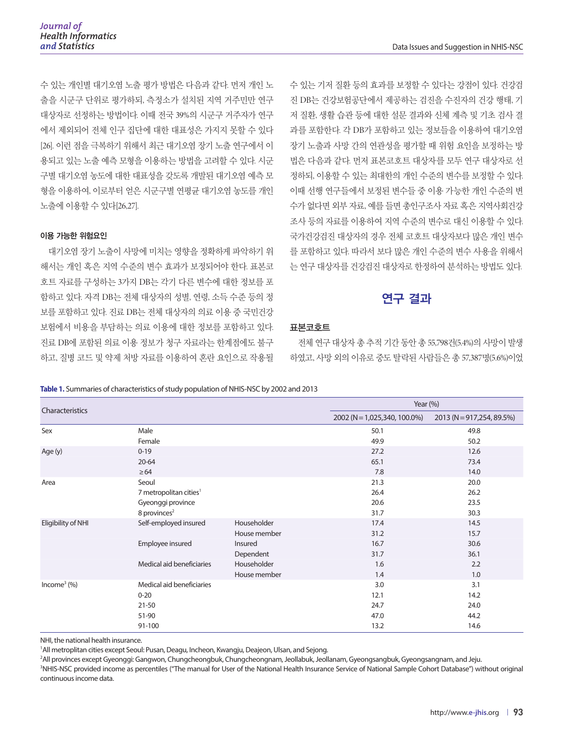수 있는 개인별 대기오염 노출 평가 방법은 다음과 같다. 먼저 개인 노출을 시군구 단위로 평가하되, 측정소가 설치된 지역 거주민만 연구 대상자로 선정하는 방법이다. 이때 전국 39%의 시군구 거주자가 연구에서 제외되어 전체 인구 집단에 대한 대표성은 가지지 못할 수 있다 [26]. 이런 점을 극복하기 위해서 최근 대기오염 장기 노출 연구에서 이용되고 있는 노출 예측 모형을 이용하는 방법을 고려할 수 있다. 시군구별 대기오염 농도에 대한 대표성을 갖도록 개발된 대기오염 예측 모형을 이용하여, 이로부터 얻은 시군구별 연평균 대기오염 농도를 개인 노출에 이용할 수 있다[26,27].

#### 이용 가능한 위험요인

대기오염 장기 노출이 사망에 미치는 영향을 정확하게 파악하기 위해서는 개인 혹은 지역 수준의 변수 효과가 보정되어야 한다. 표본코호트 자료를 구성하는 3가지 DB는 각기 다른 변수에 대한 정보를 포함하고 있다. 자격 DB는 전체 대상자의 성별, 연령, 소득 수준 등의 정보를 포함하고 있다. 진료 DB는 전체 대상자의 의료 이용 중 국민건강보험에서 비용을 부담하는 의료 이용에 대한 정보를 포함하고 있다. 진료 DB에 포함된 의료 이용 정보가 청구 자료라는 한계점에도 불구하고, 질병 코드 및 약제 처방 자료를 이용하여 혼란 요인으로 작용될 수 있는 기저 질환 등의 효과를 보정할 수 있다는 강점이 있다. 건강검진 DB는 건강보험공단에서 제공하는 검진을 수진자의 건강 행태, 기저 질환, 생활 습관 등에 대한 설문 결과와 신체 계측 및 기초 검사 결과를 포함한다. 각 DB가 포함하고 있는 정보들을 이용하여 대기오염 장기 노출과 사망 간의 연관성을 평가할 때 위험 요인을 보정하는 방법은 다음과 같다. 먼저 표본코호트 대상자를 모두 연구 대상자로 선정하되, 이용할 수 있는 최대한의 개인 수준의 변수를 보정할 수 있다. 이때 선행 연구들에서 보정된 변수들 중 이용 가능한 개인 수준의 변수가 없다면 외부 자료, 예를 들면 총인구조사 자료 혹은 지역사회건강조사 등의 자료를 이용하여 지역 수준의 변수로 대신 이용할 수 있다. 국가건강검진 대상자의 경우 전체 코호트 대상자보다 많은 개인 변수를 포함하고 있다. 따라서 보다 많은 개인 수준의 변수 사용을 위해서는 연구 대상자를 건강검진 대상자로 한정하여 분석하는 방법도 있다.

## 연구 결과

#### 표본코호트

전체 연구 대상자 총 추적 기간 동안 총 55,798건(5.4%)의 사망이 발생하였고, 사망 외의 이유로 중도 탈락된 사람들은 총 57,387명(5.6%)이었

**Table 1.** Summaries of characteristics of study population of NHIS-NSC by 2002 and 2013

| Characteristics | | | Year (%) | |
|---|---|---|---|---|
| | | | 2002 (N = 1,025,340, 100.0%) | 2013 (N = 917,254, 89.5%) |
| Sex | Male | | 50.1 | 49.8 |
| | Female | | 49.9 | 50.2 |
| Age (y) | 0-19 | | 27.2 | 12.6 |
| | 20-64 | | 65.1 | 73.4 |
| | ≥64 | | 7.8 | 14.0 |
| Area | Seoul | | 21.3 | 20.0 |
| | 7 metropolitan cities[1] | | 26.4 | 26.2 |
| | Gyeonggi province | | 20.6 | 23.5 |
| | 8 provinces[2] | | 31.7 | 30.3 |
| Eligibility of NHI | Self-employed insured | Householder | 17.4 | 14.5 |
| | | House member | 31.2 | 15.7 |
| | Employee insured | Insured | 16.7 | 30.6 |
| | | Dependent | 31.7 | 36.1 |
| | Medical aid beneficiaries | Householder | 1.6 | 2.2 |
| | | House member | 1.4 | 1.0 |
| Income[3] (%) | Medical aid beneficiaries | | 3.0 | 3.1 |
| | 0-20 | | 12.1 | 14.2 |
| | 21-50 | | 24.7 | 24.0 |
| | 51-90 | | 47.0 | 44.2 |
| | 91-100 | | 13.2 | 14.6 |

NHI, the national health insurance.
[1]All metroplitan cities except Seoul: Pusan, Deagu, Incheon, Kwangju, Deajeon, Ulsan, and Sejong.
[2]All provinces except Gyeonggi: Gangwon, Chungcheongbuk, Chungcheongnam, Jeollabuk, Jeollanam, Gyeongsangbuk, Gyeongsangnam, and Jeju.
[3]NHIS-NSC provided income as percentiles ("The manual for User of the National Health Insurance Service of National Sample Cohort Database") without original continuous income data.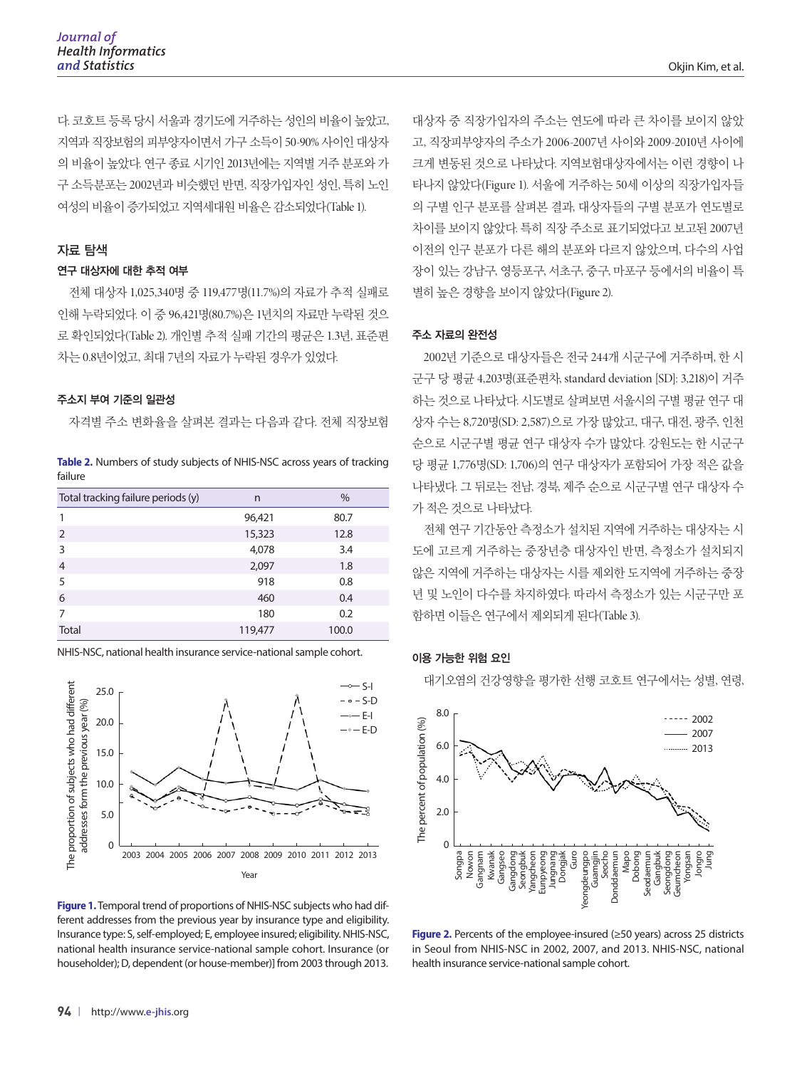다. 코호트 등록 당시 서울과 경기도에 거주하는 성인의 비율이 높았고, 지역과 직장보험의 피부양자이면서 가구 소득이 50-90% 사이인 대상자의 비율이 높았다. 연구 종료 시기인 2013년에는 지역별 거주 분포와 가구 소득분포는 2002년과 비슷했던 반면, 직장가입자인 성인, 특히 노인 여성의 비율이 증가되었고 지역세대원 비율은 감소되었다(Table 1).

## 자료 탐색

### 연구 대상자에 대한 추적 여부

전체 대상자 1,025,340명 중 119,477명(11.7%)의 자료가 추적 실패로 인해 누락되었다. 이 중 96,421명(80.7%)은 1년치의 자료만 누락된 것으로 확인되었다(Table 2). 개인별 추적 실패 기간의 평균은 1.3년, 표준편차는 0.8년이었고, 최대 7년의 자료가 누락된 경우가 있었다.

### 주소지 부여 기준의 일관성

자격별 주소 변화율을 살펴본 결과는 다음과 같다. 전체 직장보험 대상자 중 직장가입자의 주소는 연도에 따라 큰 차이를 보이지 않았고, 직장피부양자의 주소가 2006-2007년 사이와 2009-2010년 사이에 크게 변동된 것으로 나타났다. 지역보험대상자에서는 이런 경향이 나타나지 않았다(Figure 1). 서울에 거주하는 50세 이상의 직장가입자들의 구별 인구 분포를 살펴본 결과, 대상자들의 구별 분포가 연도별로 차이를 보이지 않았다. 특히 직장 주소로 표기되었다고 보고된 2007년 이전의 인구 분포가 다른 해의 분포와 다르지 않았으며, 다수의 사업장이 있는 강남구, 영등포구, 서초구, 중구, 마포구 등에서의 비율이 특별히 높은 경향을 보이지 않았다(Figure 2).

**Table 2.** Numbers of study subjects of NHIS-NSC across years of tracking failure

| Total tracking failure periods (y) | n | % |
|---|---|---|
| 1 | 96,421 | 80.7 |
| 2 | 15,323 | 12.8 |
| 3 | 4,078 | 3.4 |
| 4 | 2,097 | 1.8 |
| 5 | 918 | 0.8 |
| 6 | 460 | 0.4 |
| 7 | 180 | 0.2 |
| Total | 119,477 | 100.0 |

NHIS-NSC, national health insurance service-national sample cohort.

The proportion of subjects who had different addresses form the previous year (%)
25.0
20.0
15.0
10.0
5.0
0
2003 2004 2005 2006 2007 2008 2009 2010 2011 2012 2013
Year
S-I
S-D
E-I
E-D

**Figure 1.** Temporal trend of proportions of NHIS-NSC subjects who had different addresses from the previous year by insurance type and eligibility. Insurance type: S, self-employed; E, employee insured; eligibility. NHIS-NSC, national health insurance service-national sample cohort. Insurance (or householder); D, dependent (or house-member)] from 2003 through 2013.

### 주소 자료의 완전성

2002년 기준으로 대상자들은 전국 244개 시군구에 거주하며, 한 시군구 당 평균 4,203명(표준편차, standard deviation [SD]: 3,218)이 거주하는 것으로 나타났다. 시도별로 살펴보면 서울시의 구별 평균 연구 대상자 수는 8,720명(SD: 2,587)으로 가장 많았고, 대구, 대전, 광주, 인천 순으로 시군구별 평균 연구 대상자 수가 많았다. 강원도는 한 시군구당 평균 1,776명(SD: 1,706)의 연구 대상자가 포함되어 가장 적은 값을 나타냈다. 그 뒤로는 전남, 경북, 제주 순으로 시군구별 연구 대상자 수가 적은 것으로 나타났다.

전체 연구 기간동안 측정소가 설치된 지역에 거주하는 대상자는 시도에 고르게 거주하는 중장년층 대상자인 반면, 측정소가 설치되지 않은 지역에 거주하는 대상자는 시를 제외한 도지역에 거주하는 중장년 및 노인이 다수를 차지하였다. 따라서 측정소가 있는 시군구만 포함하면 이들은 연구에서 제외되게 된다(Table 3).

### 이용 가능한 위험 요인

대기오염의 건강영향을 평가한 선행 코호트 연구에서는 성별, 연령,

The percent of population (%)
8.0
6.0
4.0
2.0
0
Songpa Nowon Gangnam Kwanak Gangseo Gangdong Seongbuk Yangcheon Eunpyeong Jungnang Dongjak Guro Yeongdeungpo Guamgjin Seocho Donddaemun Mapo Dobong Seodaemun Gangbuk Seongdong Geumcheon Yongsan Jongro Jung
2002
2007
2013

**Figure 2.** Percents of the employee-insured (≥50 years) across 25 districts in Seoul from NHIS-NSC in 2002, 2007, and 2013. NHIS-NSC, national health insurance service-national sample cohort.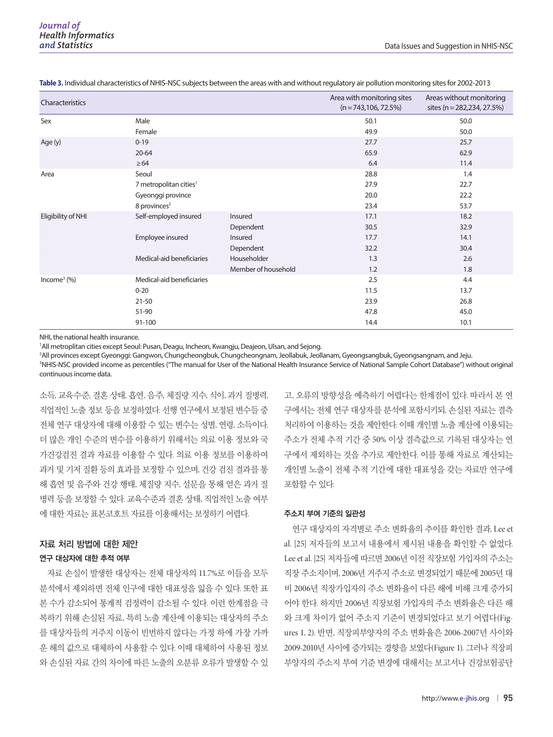**Table 3.** Individual characteristics of NHIS-NSC subjects between the areas with and without regulatory air pollution monitoring sites for 2002-2013

| Characteristics | | | Area with monitoring sites (n=743,106, 72.5%) | Areas without monitoring sites (n=282,234, 27.5%) |
|---|---|---|---|---|
| Sex | Male | | 50.1 | 50.0 |
| | Female | | 49.9 | 50.0 |
| Age (y) | 0-19 | | 27.7 | 25.7 |
| | 20-64 | | 65.9 | 62.9 |
| | ≥64 | | 6.4 | 11.4 |
| Area | Seoul | | 28.8 | 1.4 |
| | 7 metropolitan cities[1] | | 27.9 | 22.7 |
| | Gyeonggi province | | 20.0 | 22.2 |
| | 8 provinces[2] | | 23.4 | 53.7 |
| Eligibility of NHI | Self-employed insured | Insured | 17.1 | 18.2 |
| | | Dependent | 30.5 | 32.9 |
| | Employee insured | Insured | 17.7 | 14.1 |
| | | Dependent | 32.2 | 30.4 |
| | Medical-aid beneficiaries | Householder | 1.3 | 2.6 |
| | | Member of household | 1.2 | 1.8 |
| Income[3] (%) | Medical-aid beneficiaries | | 2.5 | 4.4 |
| | 0-20 | | 11.5 | 13.7 |
| | 21-50 | | 23.9 | 26.8 |
| | 51-90 | | 47.8 | 45.0 |
| | 91-100 | | 14.4 | 10.1 |

NHI, the national health insurance.
[1]All metroplitan cities except Seoul: Pusan, Deagu, Incheon, Kwangju, Deajeon, Ulsan, and Sejong.
[2]All provinces except Gyeonggi: Gangwon, Chungcheongbuk, Chungcheongnam, Jeollabuk, Jeollanam, Gyeongsangbuk, Gyeongsangnam, and Jeju.
[3]NHIS-NSC provided income as percentiles ("The manual for User of the National Health Insurance Service of National Sample Cohort Database") without original continuous income data.

소득, 교육수준, 결혼 상태, 흡연, 음주, 체질량 지수, 식이, 과거 질병력, 직업적인 노출 정보 등을 보정하였다. 선행 연구에서 보정된 변수들 중 전체 연구 대상자에 대해 이용할 수 있는 변수는 성별, 연령, 소득이다. 더 많은 개인 수준의 변수를 이용하기 위해서는 의료 이용 정보와 국가건강검진 결과 자료를 이용할 수 있다. 의료 이용 정보를 이용하여 과거 및 기저 질환 등의 효과를 보정할 수 있으며, 건강 검진 결과를 통해 흡연 및 음주와 건강 행태, 체질량 지수, 설문을 통해 얻은 과거 질병력 등을 보정할 수 있다. 교육수준과 결혼 상태, 직업적인 노출 여부에 대한 자료는 표본코호트 자료를 이용해서는 보정하기 어렵다.

## 자료 처리 방법에 대한 제안

### 연구 대상자에 대한 추적 여부

자료 손실이 발생한 대상자는 전체 대상자의 11.7%로 이들을 모두 분석에서 제외하면 전체 인구에 대한 대표성을 잃을 수 있다. 또한 표본 수가 감소되어 통계적 검정력이 감소될 수 있다. 이런 한계점을 극복하기 위해 손실된 자료, 특히 노출 계산에 이용되는 대상자의 주소를 대상자들의 거주지 이동이 빈번하지 않다는 가정 하에 가장 가까운 해의 값으로 대체하여 사용할 수 있다. 이때 대체하여 사용된 정보와 손실된 자료 간의 차이에 따른 노출의 오분류 오류가 발생할 수 있고, 오류의 방향성을 예측하기 어렵다는 한계점이 있다. 따라서 본 연구에서는 전체 연구 대상자를 분석에 포함시키되, 손실된 자료는 결측 처리하여 이용하는 것을 제안한다. 이때 개인별 노출 계산에 이용되는 주소가 전체 추적 기간 중 50% 이상 결측값으로 기록된 대상자는 연구에서 제외하는 것을 추가로 제안한다. 이를 통해 자료로 계산되는 개인별 노출이 전체 추적 기간에 대한 대표성을 갖는 자료만 연구에 포함할 수 있다.

### 주소지 부여 기준의 일관성

연구 대상자의 자격별로 주소 변화율의 추이를 확인한 결과, Lee et al. [25] 저자들의 보고서 내용에서 제시된 내용을 확인할 수 없었다. Lee et al. [25] 저자들에 따르면 2006년 이전 직장보험 가입자의 주소는 직장 주소지이며, 2006년 거주지 주소로 변경되었기 때문에 2005년 대비 2006년 직장가입자의 주소 변화율이 다른 해에 비해 크게 증가되어야 한다. 하지만 2006년 직장보험 가입자의 주소 변화율은 다른 해와 크게 차이가 없어 주소지 기준이 변경되었다고 보기 어렵다(Figures 1, 2). 반면, 직장피부양자의 주소 변화율은 2006-2007년 사이와 2009-2010년 사이에 증가되는 경향을 보였다(Figure 1). 그러나 직장피부양자의 주소지 부여 기준 변경에 대해서는 보고서나 건강보험공단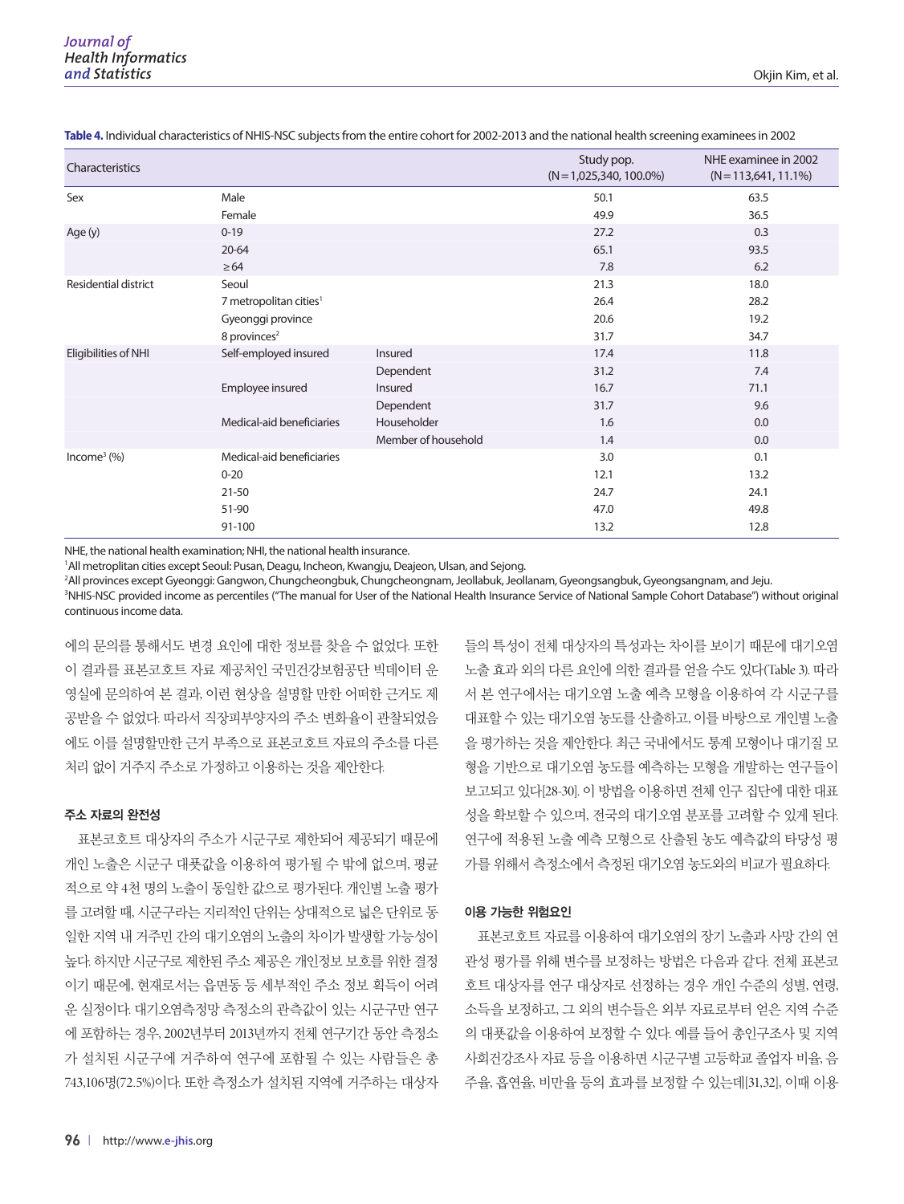**Table 4.** Individual characteristics of NHIS-NSC subjects from the entire cohort for 2002-2013 and the national health screening examinees in 2002

| Characteristics | | | Study pop. (N=1,025,340, 100.0%) | NHE examinee in 2002 (N=113,641, 11.1%) |
|---|---|---|---|---|
| Sex | Male | | 50.1 | 63.5 |
| | Female | | 49.9 | 36.5 |
| Age (y) | 0-19 | | 27.2 | 0.3 |
| | 20-64 | | 65.1 | 93.5 |
| | ≥64 | | 7.8 | 6.2 |
| Residential district | Seoul | | 21.3 | 18.0 |
| | 7 metroplitan cities[1] | | 26.4 | 28.2 |
| | Gyeonggi province | | 20.6 | 19.2 |
| | 8 provinces[2] | | 31.7 | 34.7 |
| Eligibilities of NHI | Self-employed insured | Insured | 17.4 | 11.8 |
| | | Dependent | 31.2 | 7.4 |
| | Employee insured | Insured | 16.7 | 71.1 |
| | | Dependent | 31.7 | 9.6 |
| | Medical-aid beneficiaries | Householder | 1.6 | 0.0 |
| | | Member of household | 1.4 | 0.0 |
| Income[3] (%) | Medical-aid beneficiaries | | 3.0 | 0.1 |
| | 0-20 | | 12.1 | 13.2 |
| | 21-50 | | 24.7 | 24.1 |
| | 51-90 | | 47.0 | 49.8 |
| | 91-100 | | 13.2 | 12.8 |

NHE, the national health examination; NHI, the national health insurance.
[1]All metroplitan cities except Seoul: Pusan, Deagu, Incheon, Kwangju, Deajeon, Ulsan, and Sejong.
[2]All provinces except Gyeonggi: Gangwon, Chungcheongbuk, Chungcheongnam, Jeollabuk, Jeollanam, Gyeongsangbuk, Gyeongsangnam, and Jeju.
[3]NHIS-NSC provided income as percentiles ("The manual for User of the National Health Insurance Service of National Sample Cohort Database") without original continuous income data.

에의 문의를 통해서도 변경 요인에 대한 정보를 찾을 수 없었다. 또한 이 결과를 표본코호트 자료 제공처인 국민건강보험공단 빅데이터 운영실에 문의하여 본 결과, 이런 현상을 설명할 만한 어떠한 근거도 제공받을 수 없었다. 따라서 직장피부양자의 주소 변화율이 관찰되었음에도 이를 설명할만한 근거 부족으로 표본코호트 자료의 주소를 다른 처리 없이 거주지 주소로 가정하고 이용하는 것을 제안한다.

### 주소 자료의 완전성

표본코호트 대상자의 주소가 시군구로 제한되어 제공되기 때문에 개인 노출은 시군구 대푯값을 이용하여 평가될 수 밖에 없으며, 평균적으로 약 4천 명의 노출이 동일한 값으로 평가된다. 개인별 노출 평가를 고려할 때, 시군구라는 지리적인 단위는 상대적으로 넓은 단위로 동일한 지역 내 거주민 간의 대기오염의 노출의 차이가 발생할 가능성이 높다. 하지만 시군구로 제한된 주소 제공은 개인정보 보호를 위한 결정이기 때문에, 현재로서는 읍면동 등 세부적인 주소 정보 획득이 어려운 실정이다. 대기오염측정망 측정소의 관측값이 있는 시군구만 연구에 포함하는 경우, 2002년부터 2013년까지 전체 연구기간 동안 측정소가 설치된 시군구에 거주하여 연구에 포함될 수 있는 사람들은 총 743,106명(72.5%)이다. 또한 측정소가 설치된 지역에 거주하는 대상자들의 특성이 전체 대상자의 특성과는 차이를 보이기 때문에 대기오염 노출 효과 외의 다른 요인에 의한 결과를 얻을 수도 있다(Table 3). 따라서 본 연구에서는 대기오염 노출 예측 모형을 이용하여 각 시군구를 대표할 수 있는 대기오염 농도를 산출하고, 이를 바탕으로 개인별 노출을 평가하는 것을 제안한다. 최근 국내에서도 통계 모형이나 대기질 모형을 기반으로 대기오염 농도를 예측하는 모형을 개발하는 연구들이 보고되고 있다[28-30]. 이 방법을 이용하면 전체 인구 집단에 대한 대표성을 확보할 수 있으며, 전국의 대기오염 분포를 고려할 수 있게 된다. 연구에 적용된 노출 예측 모형으로 산출된 농도 예측값의 타당성 평가를 위해서 측정소에서 측정된 대기오염 농도와의 비교가 필요하다.

### 이용 가능한 위험요인

표본코호트 자료를 이용하여 대기오염의 장기 노출과 사망 간의 연관성 평가를 위해 변수를 보정하는 방법은 다음과 같다. 전체 표본코호트 대상자를 연구 대상자로 선정하는 경우 개인 수준의 성별, 연령, 소득을 보정하고, 그 외의 변수들은 외부 자료로부터 얻은 지역 수준의 대푯값을 이용하여 보정할 수 있다. 예를 들어 총인구조사 및 지역사회건강조사 자료 등을 이용하면 시군구별 고등학교 졸업자 비율, 음주율, 흡연율, 비만율 등의 효과를 보정할 수 있는데[31,32], 이때 이용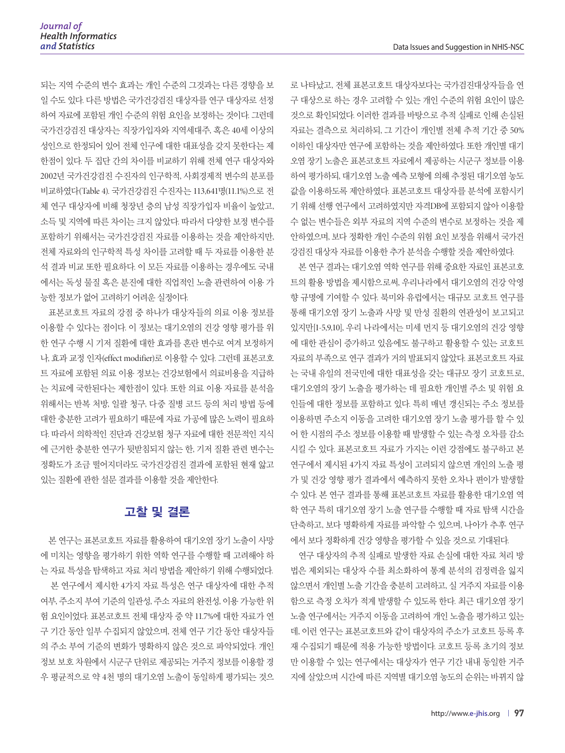되는 지역 수준의 변수 효과는 개인 수준의 그것과는 다른 경향을 보일 수도 있다. 다른 방법은 국가건강검진 대상자를 연구 대상자로 선정하여 자료에 포함된 개인 수준의 위험 요인을 보정하는 것이다. 그런데 국가건강검진 대상자는 직장가입자와 지역세대주, 혹은 40세 이상의 성인으로 한정되어 있어 전체 인구에 대한 대표성을 갖지 못한다는 제한점이 있다. 두 집단 간의 차이를 비교하기 위해 전체 연구 대상자와 2002년 국가건강검진 수진자의 인구학적, 사회경제적 변수의 분포를 비교하였다(Table 4). 국가건강검진 수진자는 113,641명(11.1%)으로 전체 연구 대상자에 비해 청장년 층의 남성 직장가입자 비율이 높았고, 소득 및 지역에 따른 차이는 크지 않았다. 따라서 다양한 보정 변수를 포함하기 위해서는 국가건강검진 자료를 이용하는 것을 제안하지만, 전체 자료와의 인구학적 특성 차이를 고려할 때 두 자료를 이용한 분석 결과 비교 또한 필요하다. 이 모든 자료를 이용하는 경우에도 국내에서는 독성 물질 혹은 분진에 대한 직업적인 노출 관련하여 이용 가능한 정보가 없어 고려하기 어려운 실정이다.

표본코호트 자료의 강점 중 하나가 대상자들의 의료 이용 정보를 이용할 수 있다는 점이다. 이 정보는 대기오염의 건강 영향 평가를 위한 연구 수행 시 기저 질환에 대한 효과를 혼란 변수로 여겨 보정하거나, 효과 교정 인자(effect modifier)로 이용할 수 있다. 그런데 표본코호트 자료에 포함된 의료 이용 정보는 건강보험에서 의료비용을 지급하는 치료에 국한된다는 제한점이 있다. 또한 의료 이용 자료를 분석을 위해서는 반복 처방, 일괄 청구, 다중 질병 코드 등의 처리 방법 등에 대한 충분한 고려가 필요하기 때문에 자료 가공에 많은 노력이 필요하다. 따라서 의학적인 진단과 건강보험 청구 자료에 대한 전문적인 지식에 근거한 충분한 연구가 뒷받침되지 않는 한, 기저 질환 관련 변수는 정확도가 조금 떨어지더라도 국가건강검진 결과에 포함된 현재 앓고 있는 질환에 관한 설문 결과를 이용할 것을 제안한다.

## 고찰 및 결론

본 연구는 표본코호트 자료를 활용하여 대기오염 장기 노출이 사망에 미치는 영향을 평가하기 위한 역학 연구를 수행할 때 고려해야 하는 자료 특성을 탐색하고 자료 처리 방법을 제안하기 위해 수행되었다.

본 연구에서 제시한 4가지 자료 특성은 연구 대상자에 대한 추적 여부, 주소지 부여 기준의 일관성, 주소 자료의 완전성, 이용 가능한 위험 요인이었다. 표본코호트 전체 대상자 중 약 11.7%에 대한 자료가 연구 기간 동안 일부 수집되지 않았으며, 전체 연구 기간 동안 대상자들의 주소 부여 기준의 변화가 명확하지 않은 것으로 파악되었다. 개인정보 보호 차원에서 시군구 단위로 제공되는 거주지 정보를 이용할 경우 평균적으로 약 4천 명의 대기오염 노출이 동일하게 평가되는 것으로 나타났고, 전체 표본코호트 대상자보다는 국가검진대상자들을 연구 대상으로 하는 경우 고려할 수 있는 개인 수준의 위험 요인이 많은 것으로 확인되었다. 이러한 결과를 바탕으로 추적 실패로 인해 손실된 자료는 결측으로 처리하되, 그 기간이 개인별 전체 추적 기간 중 50% 이하인 대상자만 연구에 포함하는 것을 제안하였다. 또한 개인별 대기오염 장기 노출은 표본코호트 자료에서 제공하는 시군구 정보를 이용하여 평가하되, 대기오염 노출 예측 모형에 의해 추정된 대기오염 농도값을 이용하도록 제안하였다. 표본코호트 대상자를 분석에 포함시키기 위해 선행 연구에서 고려하였지만 자격DB에 포함되지 않아 이용할 수 없는 변수들은 외부 자료의 지역 수준의 변수로 보정하는 것을 제안하였으며, 보다 정확한 개인 수준의 위험 요인 보정을 위해서 국가건강검진 대상자 자료를 이용한 추가 분석을 수행할 것을 제안하였다.

본 연구 결과는 대기오염 역학 연구를 위해 중요한 자료인 표본코호트의 활용 방법을 제시함으로써, 우리나라에서 대기오염의 건강 악영향 규명에 기여할 수 있다. 북미와 유럽에서는 대규모 코호트 연구를 통해 대기오염 장기 노출과 사망 및 만성 질환의 연관성이 보고되고 있지만[1-5,9,10], 우리 나라에서는 미세 먼지 등 대기오염의 건강 영향에 대한 관심이 증가하고 있음에도 불구하고 활용할 수 있는 코호트 자료의 부족으로 연구 결과가 거의 발표되지 않았다. 표본코호트 자료는 국내 유일의 전국민에 대한 대표성을 갖는 대규모 장기 코호트로, 대기오염의 장기 노출을 평가하는 데 필요한 개인별 주소 및 위험 요인들에 대한 정보를 포함하고 있다. 특히 매년 갱신되는 주소 정보를 이용하면 주소지 이동을 고려한 대기오염 장기 노출 평가를 할 수 있어 한 시점의 주소 정보를 이용할 때 발생할 수 있는 측정 오차를 감소시킬 수 있다. 표본코호트 자료가 가지는 이런 강점에도 불구하고 본 연구에서 제시된 4가지 자료 특성이 고려되지 않으면 개인의 노출 평가 및 건강 영향 평가 결과에서 예측하지 못한 오차나 편이가 발생할 수 있다. 본 연구 결과를 통해 표본코호트 자료를 활용한 대기오염 역학 연구 특히 대기오염 장기 노출 연구를 수행할 때 자료 탐색 시간을 단축하고, 보다 명확하게 자료를 파악할 수 있으며, 나아가 추후 연구에서 보다 정확하게 건강 영향을 평가할 수 있을 것으로 기대된다.

연구 대상자의 추적 실패로 발생한 자료 손실에 대한 자료 처리 방법은 제외되는 대상자 수를 최소화하여 통계 분석의 검정력을 잃지 않으면서 개인별 노출 기간을 충분히 고려하고, 실 거주지 자료를 이용함으로 측정 오차가 적게 발생할 수 있도록 한다. 최근 대기오염 장기 노출 연구에서는 거주지 이동을 고려하여 개인 노출을 평가하고 있는데, 이런 연구는 표본코호트와 같이 대상자의 주소가 코호트 등록 후 재 수집되기 때문에 적용 가능한 방법이다. 코호트 등록 초기의 정보만 이용할 수 있는 연구에서는 대상자가 연구 기간 내내 동일한 거주지에 살았으며 시간에 따른 지역별 대기오염 농도의 순위는 바뀌지 않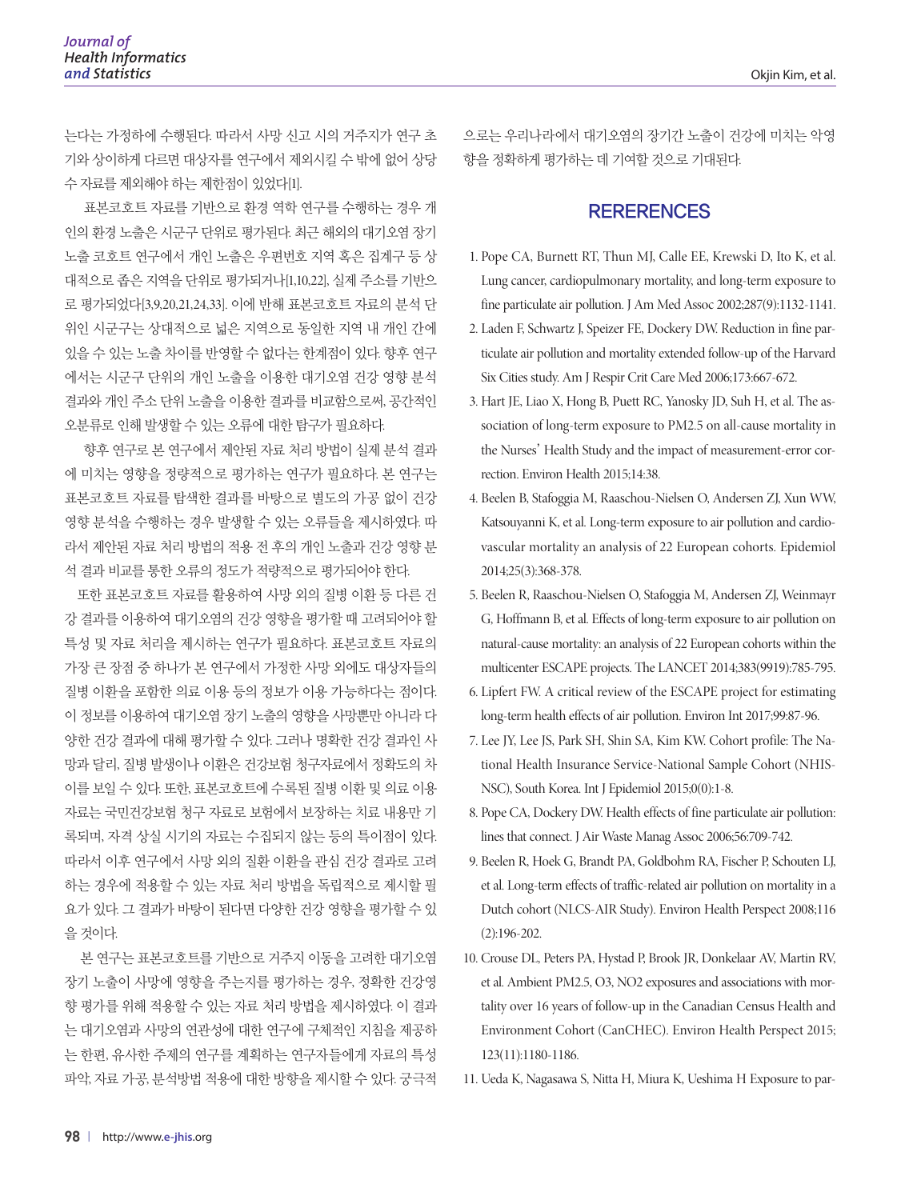는다는 가정하에 수행된다. 따라서 사망 신고 시의 거주지가 연구 초기와 상이하게 다르면 대상자를 연구에서 제외시킬 수 밖에 없어 상당 수 자료를 제외해야 하는 제한점이 있었다[1].

표본코호트 자료를 기반으로 환경 역학 연구를 수행하는 경우 개인의 환경 노출은 시군구 단위로 평가된다. 최근 해외의 대기오염 장기 노출 코호트 연구에서 개인 노출은 우편번호 지역 혹은 집계구 등 상대적으로 좁은 지역을 단위로 평가되거나[1,10,22], 실제 주소를 기반으로 평가되었다[3,9,20,21,24,33]. 이에 반해 표본코호트 자료의 분석 단위인 시군구는 상대적으로 넓은 지역으로 동일한 지역 내 개인 간에 있을 수 있는 노출 차이를 반영할 수 없다는 한계점이 있다. 향후 연구에서는 시군구 단위의 개인 노출을 이용한 대기오염 건강 영향 분석 결과와 개인 주소 단위 노출을 이용한 결과를 비교함으로써, 공간적인 오분류로 인해 발생할 수 있는 오류에 대한 탐구가 필요하다.

향후 연구로 본 연구에서 제안된 자료 처리 방법이 실제 분석 결과에 미치는 영향을 정량적으로 평가하는 연구가 필요하다. 본 연구는 표본코호트 자료를 탐색한 결과를 바탕으로 별도의 가공 없이 건강 영향 분석을 수행하는 경우 발생할 수 있는 오류들을 제시하였다. 따라서 제안된 자료 처리 방법의 적용 전 후의 개인 노출과 건강 영향 분석 결과 비교를 통한 오류의 정도가 적량적으로 평가되어야 한다.

또한 표본코호트 자료를 활용하여 사망 외의 질병 이환 등 다른 건강 결과를 이용하여 대기오염의 건강 영향을 평가할 때 고려되어야 할 특성 및 자료 처리를 제시하는 연구가 필요하다. 표본코호트 자료의 가장 큰 장점 중 하나가 본 연구에서 가정한 사망 외에도 대상자들의 질병 이환을 포함한 의료 이용 등의 정보가 이용 가능하다는 점이다. 이 정보를 이용하여 대기오염 장기 노출의 영향을 사망뿐만 아니라 다양한 건강 결과에 대해 평가할 수 있다. 그러나 명확한 건강 결과인 사망과 달리, 질병 발생이나 이환은 건강보험 청구자료에서 정확도의 차이를 보일 수 있다. 또한, 표본코호트에 수록된 질병 이환 및 의료 이용 자료는 국민건강보험 청구 자료로 보험에서 보장하는 치료 내용만 기록되며, 자격 상실 시기의 자료는 수집되지 않는 등의 특이점이 있다. 따라서 이후 연구에서 사망 외의 질환 이환을 관심 건강 결과로 고려하는 경우에 적용할 수 있는 자료 처리 방법을 독립적으로 제시할 필요가 있다. 그 결과가 바탕이 된다면 다양한 건강 영향을 평가할 수 있을 것이다.

본 연구는 표본코호트를 기반으로 거주지 이동을 고려한 대기오염 장기 노출이 사망에 영향을 주는지를 평가하는 경우, 정확한 건강영향 평가를 위해 적용할 수 있는 자료 처리 방법을 제시하였다. 이 결과는 대기오염과 사망의 연관성에 대한 연구에 구체적인 지침을 제공하는 한편, 유사한 주제의 연구를 계획하는 연구자들에게 자료의 특성 파악, 자료 가공, 분석방법 적용에 대한 방향을 제시할 수 있다. 궁극적으로는 우리나라에서 대기오염의 장기간 노출이 건강에 미치는 악영향을 정확하게 평가하는 데 기여할 것으로 기대된다.

## RERERENCES

1. Pope CA, Burnett RT, Thun MJ, Calle EE, Krewski D, Ito K, et al. Lung cancer, cardiopulmonary mortality, and long-term exposure to fine particulate air pollution. J Am Med Assoc 2002;287(9):1132-1141.
2. Laden F, Schwartz J, Speizer FE, Dockery DW. Reduction in fine particulate air pollution and mortality extended follow-up of the Harvard Six Cities study. Am J Respir Crit Care Med 2006;173:667-672.
3. Hart JE, Liao X, Hong B, Puett RC, Yanosky JD, Suh H, et al. The association of long-term exposure to PM2.5 on all-cause mortality in the Nurses' Health Study and the impact of measurement-error correction. Environ Health 2015;14:38.
4. Beelen B, Stafoggia M, Raaschou-Nielsen O, Andersen ZJ, Xun WW, Katsouyanni K, et al. Long-term exposure to air pollution and cardiovascular mortality an analysis of 22 European cohorts. Epidemiol 2014;25(3):368-378.
5. Beelen R, Raaschou-Nielsen O, Stafoggia M, Andersen ZJ, Weinmayr G, Hoffmann B, et al. Effects of long-term exposure to air pollution on natural-cause mortality: an analysis of 22 European cohorts within the multicenter ESCAPE projects. The LANCET 2014;383(9919):785-795.
6. Lipfert FW. A critical review of the ESCAPE project for estimating long-term health effects of air pollution. Environ Int 2017;99:87-96.
7. Lee JY, Lee JS, Park SH, Shin SA, Kim KW. Cohort profile: The National Health Insurance Service-National Sample Cohort (NHIS-NSC), South Korea. Int J Epidemiol 2015;0(0):1-8.
8. Pope CA, Dockery DW. Health effects of fine particulate air pollution: lines that connect. J Air Waste Manag Assoc 2006;56:709-742.
9. Beelen R, Hoek G, Brandt PA, Goldbohm RA, Fischer P, Schouten LJ, et al. Long-term effects of traffic-related air pollution on mortality in a Dutch cohort (NLCS-AIR Study). Environ Health Perspect 2008;116(2):196-202.
10. Crouse DL, Peters PA, Hystad P, Brook JR, Donkelaar AV, Martin RV, et al. Ambient PM2.5, O3, NO2 exposures and associations with mortality over 16 years of follow-up in the Canadian Census Health and Environment Cohort (CanCHEC). Environ Health Perspect 2015;123(11):1180-1186.
11. Ueda K, Nagasawa S, Nitta H, Miura K, Ueshima H Exposure to par-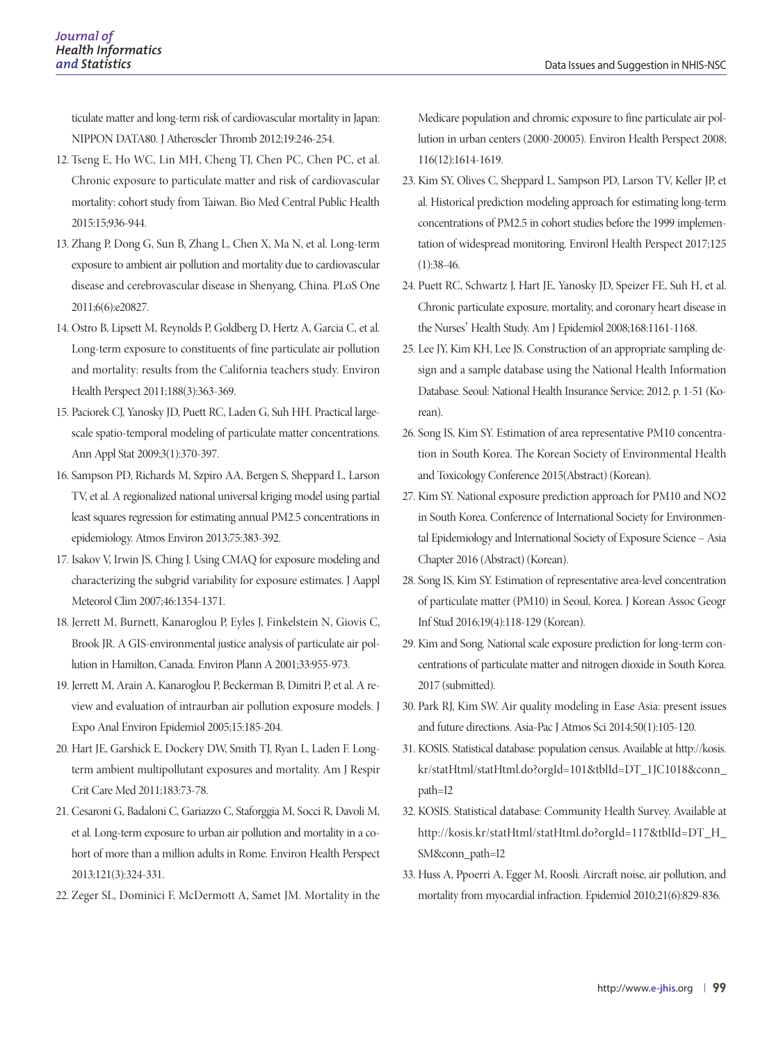ticulate matter and long-term risk of cardiovascular mortality in Japan: NIPPON DATA80. J Atheroscler Thromb 2012;19:246-254.

12. Tseng E, Ho WC, Lin MH, Cheng TJ, Chen PC, Chen PC, et al. Chronic exposure to particulate matter and risk of cardiovascular mortality: cohort study from Taiwan. Bio Med Central Public Health 2015:15;936-944.
13. Zhang P, Dong G, Sun B, Zhang L, Chen X, Ma N, et al. Long-term exposure to ambient air pollution and mortality due to cardiovascular disease and cerebrovascular disease in Shenyang, China. PLoS One 2011;6(6):e20827.
14. Ostro B, Lipsett M, Reynolds P, Goldberg D, Hertz A, Garcia C, et al. Long-term exposure to constituents of fine particulate air pollution and mortality: results from the California teachers study. Environ Health Perspect 2011;188(3):363-369.
15. Paciorek CJ, Yanosky JD, Puett RC, Laden G, Suh HH. Practical large-scale spatio-temporal modeling of particulate matter concentrations. Ann Appl Stat 2009;3(1):370-397.
16. Sampson PD, Richards M, Szpiro AA, Bergen S, Sheppard L, Larson TV, et al. A regionalized national universal kriging model using partial least squares regression for estimating annual PM2.5 concentrations in epidemiology. Atmos Environ 2013;75:383-392.
17. Isakov V, Irwin JS, Ching J. Using CMAQ for exposure modeling and characterizing the subgrid variability for exposure estimates. J Aappl Meteorol Clim 2007;46:1354-1371.
18. Jerrett M, Burnett, Kanaroglou P, Eyles J, Finkelstein N, Giovis C, Brook JR. A GIS-environmental justice analysis of particulate air pollution in Hamilton, Canada. Environ Plann A 2001;33:955-973.
19. Jerrett M, Arain A, Kanaroglou P, Beckerman B, Dimitri P, et al. A review and evaluation of intraurban air pollution exposure models. J Expo Anal Environ Epidemiol 2005;15:185-204.
20. Hart JE, Garshick E, Dockery DW, Smith TJ, Ryan L, Laden F. Long-term ambient multipollutant exposures and mortality. Am J Respir Crit Care Med 2011;183:73-78.
21. Cesaroni G, Badaloni C, Gariazzo C, Staforggia M, Socci R, Davoli M, et al. Long-term exposure to urban air pollution and mortality in a cohort of more than a million adults in Rome. Environ Health Perspect 2013;121(3):324-331.
22. Zeger SL, Dominici F, McDermott A, Samet JM. Mortality in the Medicare population and chromic exposure to fine particulate air pollution in urban centers (2000-20005). Environ Health Perspect 2008; 116(12):1614-1619.
23. Kim SY, Olives C, Sheppard L, Sampson PD, Larson TV, Keller JP, et al. Historical prediction modeling approach for estimating long-term concentrations of PM2.5 in cohort studies before the 1999 implementation of widespread monitoring. Environl Health Perspect 2017;125 (1):38-46.
24. Puett RC, Schwartz J, Hart JE, Yanosky JD, Speizer FE, Suh H, et al. Chronic particulate exposure, mortality, and coronary heart disease in the Nurses' Health Study. Am J Epidemiol 2008;168:1161-1168.
25. Lee JY, Kim KH, Lee JS. Construction of an appropriate sampling design and a sample database using the National Health Information Database. Seoul: National Health Insurance Service; 2012, p. 1-51 (Korean).
26. Song IS, Kim SY. Estimation of area representative PM10 concentration in South Korea. The Korean Society of Environmental Health and Toxicology Conference 2015(Abstract) (Korean).
27. Kim SY. National exposure prediction approach for PM10 and NO2 in South Korea. Conference of International Society for Environmental Epidemiology and International Society of Exposure Science – Asia Chapter 2016 (Abstract) (Korean).
28. Song IS, Kim SY. Estimation of representative area-level concentration of particulate matter (PM10) in Seoul, Korea. J Korean Assoc Geogr Inf Stud 2016;19(4):118-129 (Korean).
29. Kim and Song. National scale exposure prediction for long-term concentrations of particulate matter and nitrogen dioxide in South Korea. 2017 (submitted).
30. Park RJ, Kim SW. Air quality modeling in Ease Asia: present issues and future directions. Asia-Pac J Atmos Sci 2014;50(1):105-120.
31. KOSIS. Statistical database: population census. Available at http://kosis.kr/statHtml/statHtml.do?orgId=101&tblId=DT_1JC1018&conn_path=I2
32. KOSIS. Statistical database: Community Health Survey. Available at http://kosis.kr/statHtml/statHtml.do?orgId=117&tblId=DT_H_SM&conn_path=I2
33. Huss A, Ppoerri A, Egger M, Roosli. Aircraft noise, air pollution, and mortality from myocardial infraction. Epidemiol 2010;21(6):829-836.